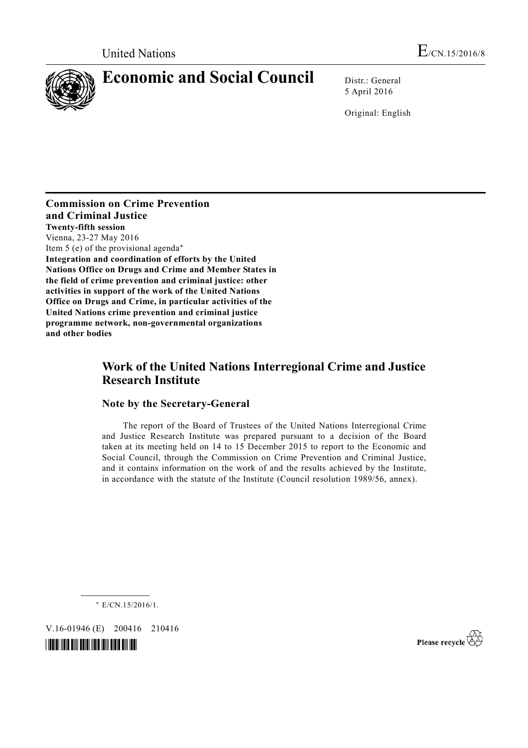United Nations E/CN.15/2016/8

# Economic and Social Council

Distr.: General
5 April 2016

Original: English

**Commission on Crime Prevention and Criminal Justice**
**Twenty-fifth session**
Vienna, 23-27 May 2016
Item 5 (e) of the provisional agenda*
**Integration and coordination of efforts by the United Nations Office on Drugs and Crime and Member States in the field of crime prevention and criminal justice: other activities in support of the work of the United Nations Office on Drugs and Crime, in particular activities of the United Nations crime prevention and criminal justice programme network, non-governmental organizations and other bodies**

## Work of the United Nations Interregional Crime and Justice Research Institute

### Note by the Secretary-General

The report of the Board of Trustees of the United Nations Interregional Crime and Justice Research Institute was prepared pursuant to a decision of the Board taken at its meeting held on 14 to 15 December 2015 to report to the Economic and Social Council, through the Commission on Crime Prevention and Criminal Justice, and it contains information on the work of and the results achieved by the Institute, in accordance with the statute of the Institute (Council resolution 1989/56, annex).

\* E/CN.15/2016/1.

V.16-01946 (E) 200416 210416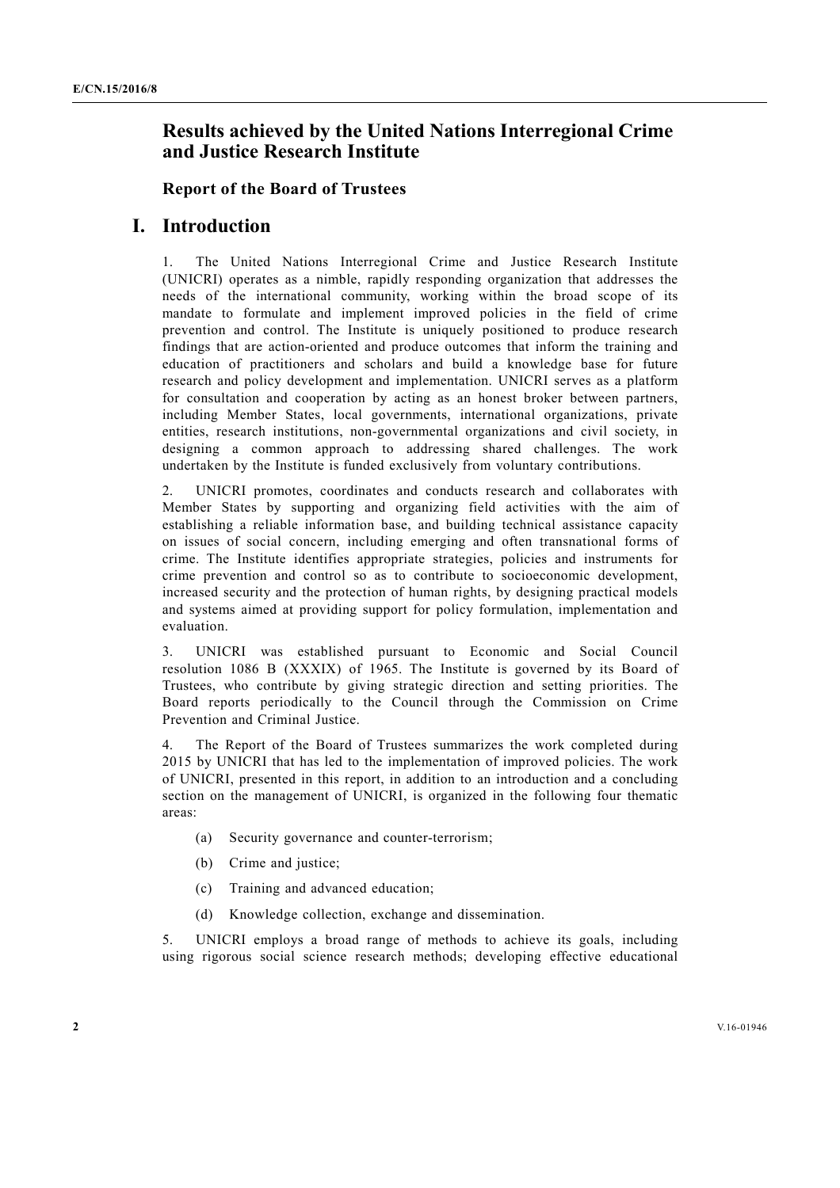# Results achieved by the United Nations Interregional Crime and Justice Research Institute

## Report of the Board of Trustees

## I. Introduction

1. The United Nations Interregional Crime and Justice Research Institute (UNICRI) operates as a nimble, rapidly responding organization that addresses the needs of the international community, working within the broad scope of its mandate to formulate and implement improved policies in the field of crime prevention and control. The Institute is uniquely positioned to produce research findings that are action-oriented and produce outcomes that inform the training and education of practitioners and scholars and build a knowledge base for future research and policy development and implementation. UNICRI serves as a platform for consultation and cooperation by acting as an honest broker between partners, including Member States, local governments, international organizations, private entities, research institutions, non-governmental organizations and civil society, in designing a common approach to addressing shared challenges. The work undertaken by the Institute is funded exclusively from voluntary contributions.

2. UNICRI promotes, coordinates and conducts research and collaborates with Member States by supporting and organizing field activities with the aim of establishing a reliable information base, and building technical assistance capacity on issues of social concern, including emerging and often transnational forms of crime. The Institute identifies appropriate strategies, policies and instruments for crime prevention and control so as to contribute to socioeconomic development, increased security and the protection of human rights, by designing practical models and systems aimed at providing support for policy formulation, implementation and evaluation.

3. UNICRI was established pursuant to Economic and Social Council resolution 1086 B (XXXIX) of 1965. The Institute is governed by its Board of Trustees, who contribute by giving strategic direction and setting priorities. The Board reports periodically to the Council through the Commission on Crime Prevention and Criminal Justice.

4. The Report of the Board of Trustees summarizes the work completed during 2015 by UNICRI that has led to the implementation of improved policies. The work of UNICRI, presented in this report, in addition to an introduction and a concluding section on the management of UNICRI, is organized in the following four thematic areas:

   (a) Security governance and counter-terrorism;

   (b) Crime and justice;

   (c) Training and advanced education;

   (d) Knowledge collection, exchange and dissemination.

5. UNICRI employs a broad range of methods to achieve its goals, including using rigorous social science research methods; developing effective educational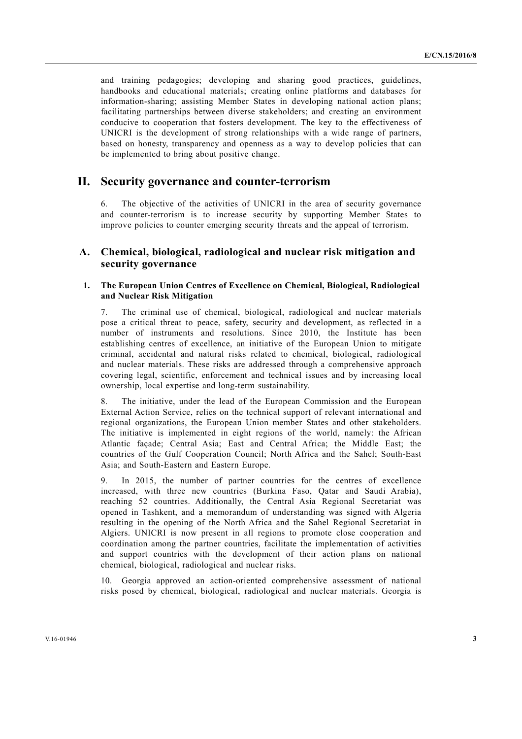and training pedagogies; developing and sharing good practices, guidelines, handbooks and educational materials; creating online platforms and databases for information-sharing; assisting Member States in developing national action plans; facilitating partnerships between diverse stakeholders; and creating an environment conducive to cooperation that fosters development. The key to the effectiveness of UNICRI is the development of strong relationships with a wide range of partners, based on honesty, transparency and openness as a way to develop policies that can be implemented to bring about positive change.

# II. Security governance and counter-terrorism

6. The objective of the activities of UNICRI in the area of security governance and counter-terrorism is to increase security by supporting Member States to improve policies to counter emerging security threats and the appeal of terrorism.

## A. Chemical, biological, radiological and nuclear risk mitigation and security governance

### 1. The European Union Centres of Excellence on Chemical, Biological, Radiological and Nuclear Risk Mitigation

7. The criminal use of chemical, biological, radiological and nuclear materials pose a critical threat to peace, safety, security and development, as reflected in a number of instruments and resolutions. Since 2010, the Institute has been establishing centres of excellence, an initiative of the European Union to mitigate criminal, accidental and natural risks related to chemical, biological, radiological and nuclear materials. These risks are addressed through a comprehensive approach covering legal, scientific, enforcement and technical issues and by increasing local ownership, local expertise and long-term sustainability.

8. The initiative, under the lead of the European Commission and the European External Action Service, relies on the technical support of relevant international and regional organizations, the European Union member States and other stakeholders. The initiative is implemented in eight regions of the world, namely: the African Atlantic façade; Central Asia; East and Central Africa; the Middle East; the countries of the Gulf Cooperation Council; North Africa and the Sahel; South-East Asia; and South-Eastern and Eastern Europe.

9. In 2015, the number of partner countries for the centres of excellence increased, with three new countries (Burkina Faso, Qatar and Saudi Arabia), reaching 52 countries. Additionally, the Central Asia Regional Secretariat was opened in Tashkent, and a memorandum of understanding was signed with Algeria resulting in the opening of the North Africa and the Sahel Regional Secretariat in Algiers. UNICRI is now present in all regions to promote close cooperation and coordination among the partner countries, facilitate the implementation of activities and support countries with the development of their action plans on national chemical, biological, radiological and nuclear risks.

10. Georgia approved an action-oriented comprehensive assessment of national risks posed by chemical, biological, radiological and nuclear materials. Georgia is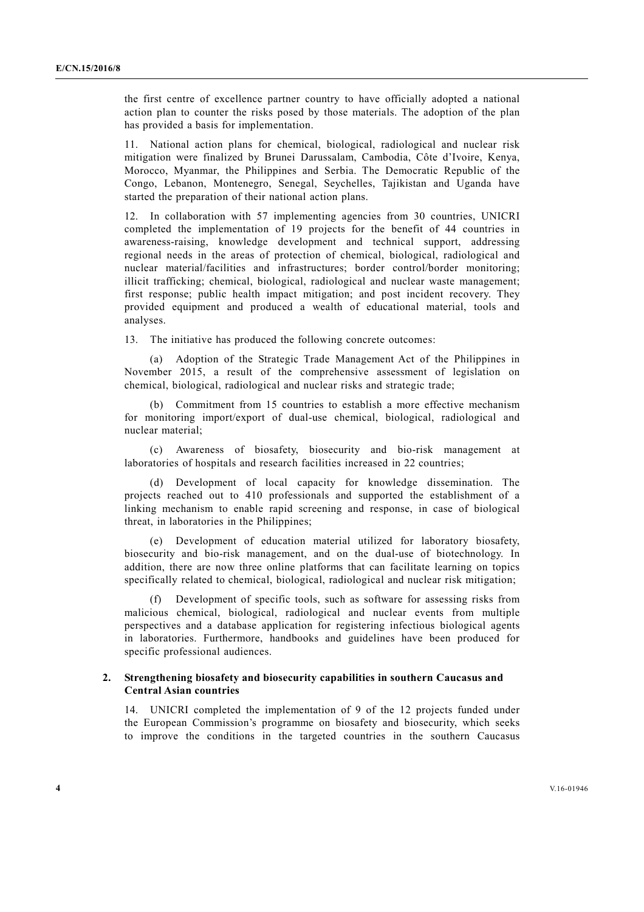the first centre of excellence partner country to have officially adopted a national action plan to counter the risks posed by those materials. The adoption of the plan has provided a basis for implementation.

11. National action plans for chemical, biological, radiological and nuclear risk mitigation were finalized by Brunei Darussalam, Cambodia, Côte d'Ivoire, Kenya, Morocco, Myanmar, the Philippines and Serbia. The Democratic Republic of the Congo, Lebanon, Montenegro, Senegal, Seychelles, Tajikistan and Uganda have started the preparation of their national action plans.

12. In collaboration with 57 implementing agencies from 30 countries, UNICRI completed the implementation of 19 projects for the benefit of 44 countries in awareness-raising, knowledge development and technical support, addressing regional needs in the areas of protection of chemical, biological, radiological and nuclear material/facilities and infrastructures; border control/border monitoring; illicit trafficking; chemical, biological, radiological and nuclear waste management; first response; public health impact mitigation; and post incident recovery. They provided equipment and produced a wealth of educational material, tools and analyses.

13. The initiative has produced the following concrete outcomes:

(a) Adoption of the Strategic Trade Management Act of the Philippines in November 2015, a result of the comprehensive assessment of legislation on chemical, biological, radiological and nuclear risks and strategic trade;

(b) Commitment from 15 countries to establish a more effective mechanism for monitoring import/export of dual-use chemical, biological, radiological and nuclear material;

(c) Awareness of biosafety, biosecurity and bio-risk management at laboratories of hospitals and research facilities increased in 22 countries;

(d) Development of local capacity for knowledge dissemination. The projects reached out to 410 professionals and supported the establishment of a linking mechanism to enable rapid screening and response, in case of biological threat, in laboratories in the Philippines;

(e) Development of education material utilized for laboratory biosafety, biosecurity and bio-risk management, and on the dual-use of biotechnology. In addition, there are now three online platforms that can facilitate learning on topics specifically related to chemical, biological, radiological and nuclear risk mitigation;

(f) Development of specific tools, such as software for assessing risks from malicious chemical, biological, radiological and nuclear events from multiple perspectives and a database application for registering infectious biological agents in laboratories. Furthermore, handbooks and guidelines have been produced for specific professional audiences.

### 2. Strengthening biosafety and biosecurity capabilities in southern Caucasus and Central Asian countries

14. UNICRI completed the implementation of 9 of the 12 projects funded under the European Commission's programme on biosafety and biosecurity, which seeks to improve the conditions in the targeted countries in the southern Caucasus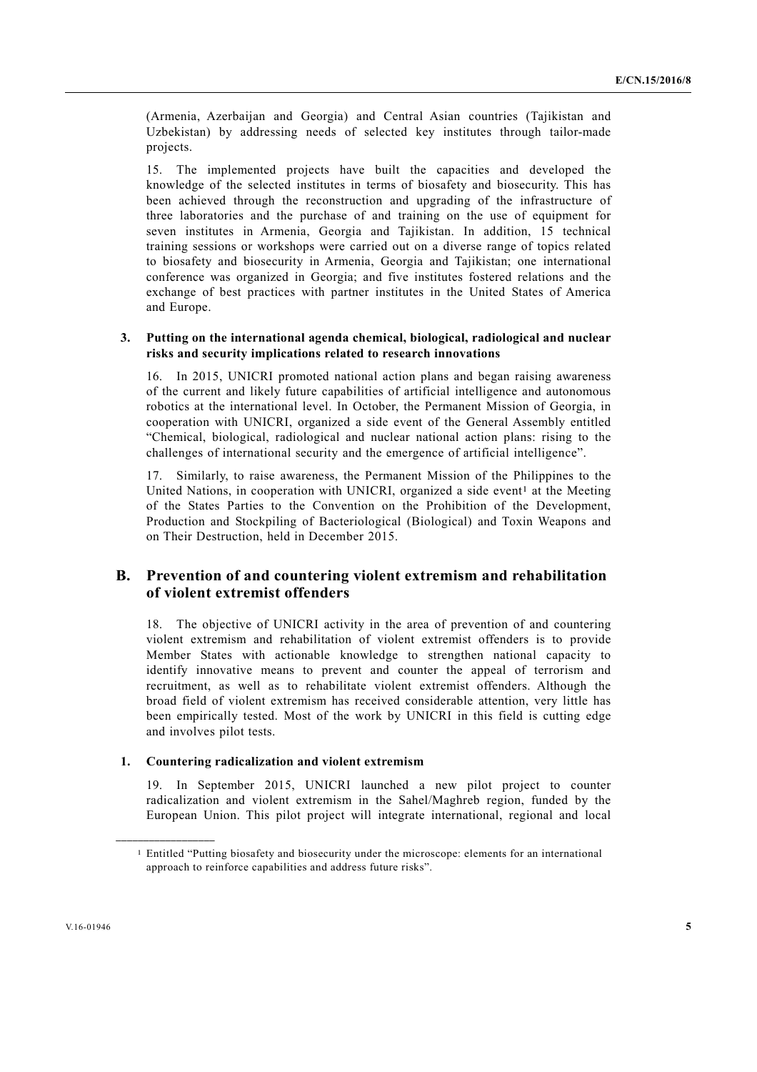(Armenia, Azerbaijan and Georgia) and Central Asian countries (Tajikistan and Uzbekistan) by addressing needs of selected key institutes through tailor-made projects.

15. The implemented projects have built the capacities and developed the knowledge of the selected institutes in terms of biosafety and biosecurity. This has been achieved through the reconstruction and upgrading of the infrastructure of three laboratories and the purchase of and training on the use of equipment for seven institutes in Armenia, Georgia and Tajikistan. In addition, 15 technical training sessions or workshops were carried out on a diverse range of topics related to biosafety and biosecurity in Armenia, Georgia and Tajikistan; one international conference was organized in Georgia; and five institutes fostered relations and the exchange of best practices with partner institutes in the United States of America and Europe.

### 3. Putting on the international agenda chemical, biological, radiological and nuclear risks and security implications related to research innovations

16. In 2015, UNICRI promoted national action plans and began raising awareness of the current and likely future capabilities of artificial intelligence and autonomous robotics at the international level. In October, the Permanent Mission of Georgia, in cooperation with UNICRI, organized a side event of the General Assembly entitled "Chemical, biological, radiological and nuclear national action plans: rising to the challenges of international security and the emergence of artificial intelligence".

17. Similarly, to raise awareness, the Permanent Mission of the Philippines to the United Nations, in cooperation with UNICRI, organized a side event[1] at the Meeting of the States Parties to the Convention on the Prohibition of the Development, Production and Stockpiling of Bacteriological (Biological) and Toxin Weapons and on Their Destruction, held in December 2015.

## B. Prevention of and countering violent extremism and rehabilitation of violent extremist offenders

18. The objective of UNICRI activity in the area of prevention of and countering violent extremism and rehabilitation of violent extremist offenders is to provide Member States with actionable knowledge to strengthen national capacity to identify innovative means to prevent and counter the appeal of terrorism and recruitment, as well as to rehabilitate violent extremist offenders. Although the broad field of violent extremism has received considerable attention, very little has been empirically tested. Most of the work by UNICRI in this field is cutting edge and involves pilot tests.

### 1. Countering radicalization and violent extremism

19. In September 2015, UNICRI launched a new pilot project to counter radicalization and violent extremism in the Sahel/Maghreb region, funded by the European Union. This pilot project will integrate international, regional and local

---

[1] Entitled "Putting biosafety and biosecurity under the microscope: elements for an international approach to reinforce capabilities and address future risks".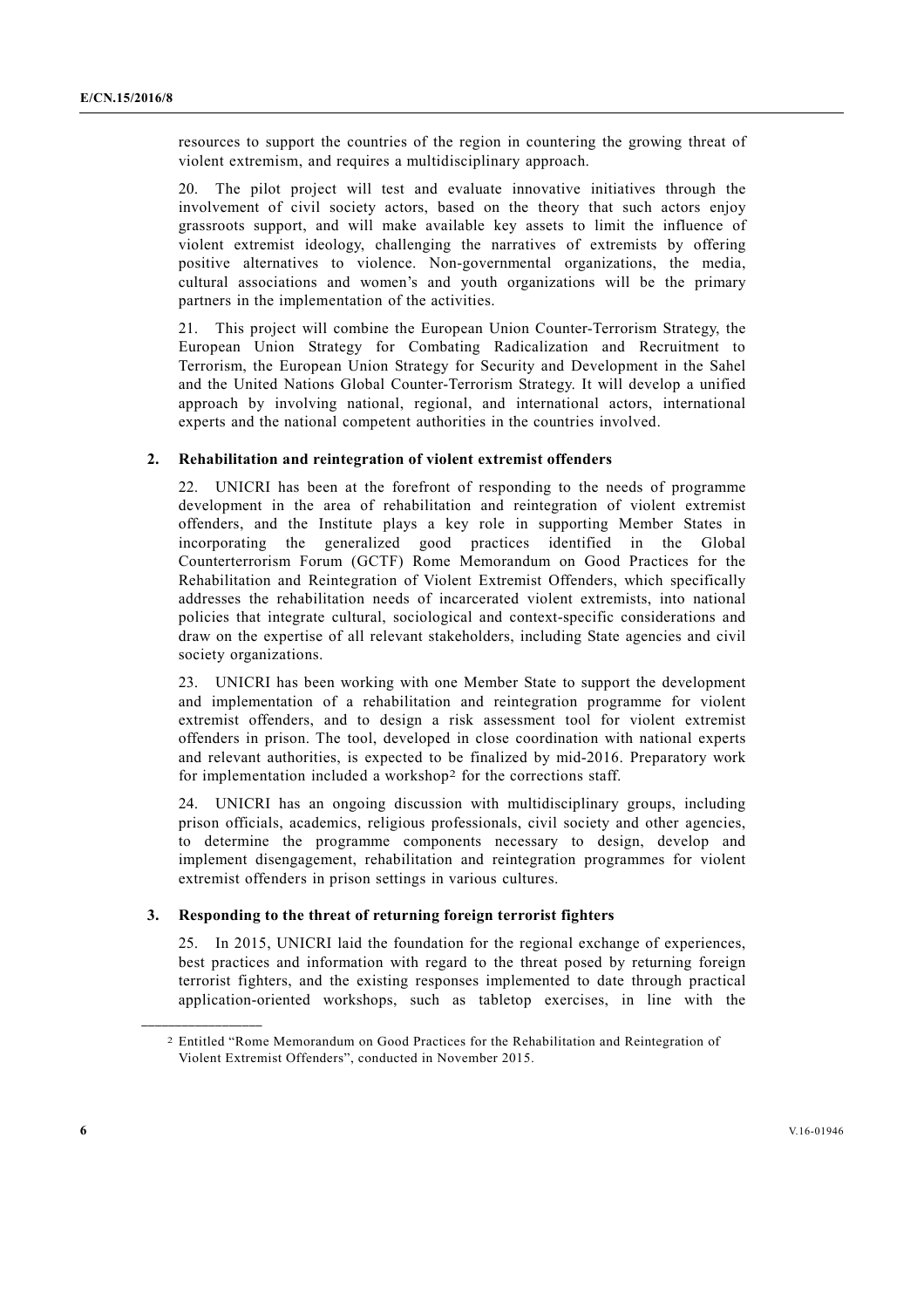resources to support the countries of the region in countering the growing threat of violent extremism, and requires a multidisciplinary approach.

20. The pilot project will test and evaluate innovative initiatives through the involvement of civil society actors, based on the theory that such actors enjoy grassroots support, and will make available key assets to limit the influence of violent extremist ideology, challenging the narratives of extremists by offering positive alternatives to violence. Non-governmental organizations, the media, cultural associations and women's and youth organizations will be the primary partners in the implementation of the activities.

21. This project will combine the European Union Counter-Terrorism Strategy, the European Union Strategy for Combating Radicalization and Recruitment to Terrorism, the European Union Strategy for Security and Development in the Sahel and the United Nations Global Counter-Terrorism Strategy. It will develop a unified approach by involving national, regional, and international actors, international experts and the national competent authorities in the countries involved.

### 2. Rehabilitation and reintegration of violent extremist offenders

22. UNICRI has been at the forefront of responding to the needs of programme development in the area of rehabilitation and reintegration of violent extremist offenders, and the Institute plays a key role in supporting Member States in incorporating the generalized good practices identified in the Global Counterterrorism Forum (GCTF) Rome Memorandum on Good Practices for the Rehabilitation and Reintegration of Violent Extremist Offenders, which specifically addresses the rehabilitation needs of incarcerated violent extremists, into national policies that integrate cultural, sociological and context-specific considerations and draw on the expertise of all relevant stakeholders, including State agencies and civil society organizations.

23. UNICRI has been working with one Member State to support the development and implementation of a rehabilitation and reintegration programme for violent extremist offenders, and to design a risk assessment tool for violent extremist offenders in prison. The tool, developed in close coordination with national experts and relevant authorities, is expected to be finalized by mid-2016. Preparatory work for implementation included a workshop[2] for the corrections staff.

24. UNICRI has an ongoing discussion with multidisciplinary groups, including prison officials, academics, religious professionals, civil society and other agencies, to determine the programme components necessary to design, develop and implement disengagement, rehabilitation and reintegration programmes for violent extremist offenders in prison settings in various cultures.

### 3. Responding to the threat of returning foreign terrorist fighters

25. In 2015, UNICRI laid the foundation for the regional exchange of experiences, best practices and information with regard to the threat posed by returning foreign terrorist fighters, and the existing responses implemented to date through practical application-oriented workshops, such as tabletop exercises, in line with the

---

[2] Entitled "Rome Memorandum on Good Practices for the Rehabilitation and Reintegration of Violent Extremist Offenders", conducted in November 2015.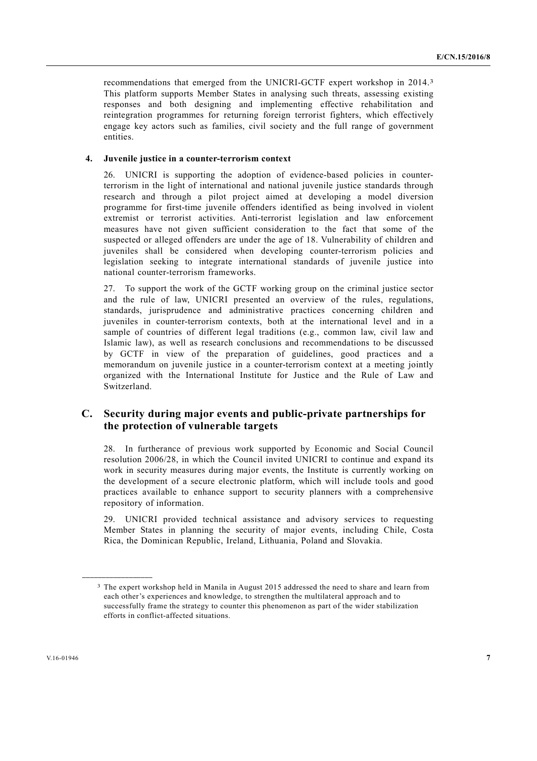recommendations that emerged from the UNICRI-GCTF expert workshop in 2014.[3] This platform supports Member States in analysing such threats, assessing existing responses and both designing and implementing effective rehabilitation and reintegration programmes for returning foreign terrorist fighters, which effectively engage key actors such as families, civil society and the full range of government entities.

#### 4. Juvenile justice in a counter-terrorism context

26. UNICRI is supporting the adoption of evidence-based policies in counter-terrorism in the light of international and national juvenile justice standards through research and through a pilot project aimed at developing a model diversion programme for first-time juvenile offenders identified as being involved in violent extremist or terrorist activities. Anti-terrorist legislation and law enforcement measures have not given sufficient consideration to the fact that some of the suspected or alleged offenders are under the age of 18. Vulnerability of children and juveniles shall be considered when developing counter-terrorism policies and legislation seeking to integrate international standards of juvenile justice into national counter-terrorism frameworks.

27. To support the work of the GCTF working group on the criminal justice sector and the rule of law, UNICRI presented an overview of the rules, regulations, standards, jurisprudence and administrative practices concerning children and juveniles in counter-terrorism contexts, both at the international level and in a sample of countries of different legal traditions (e.g., common law, civil law and Islamic law), as well as research conclusions and recommendations to be discussed by GCTF in view of the preparation of guidelines, good practices and a memorandum on juvenile justice in a counter-terrorism context at a meeting jointly organized with the International Institute for Justice and the Rule of Law and Switzerland.

### C. Security during major events and public-private partnerships for the protection of vulnerable targets

28. In furtherance of previous work supported by Economic and Social Council resolution 2006/28, in which the Council invited UNICRI to continue and expand its work in security measures during major events, the Institute is currently working on the development of a secure electronic platform, which will include tools and good practices available to enhance support to security planners with a comprehensive repository of information.

29. UNICRI provided technical assistance and advisory services to requesting Member States in planning the security of major events, including Chile, Costa Rica, the Dominican Republic, Ireland, Lithuania, Poland and Slovakia.

---

[3] The expert workshop held in Manila in August 2015 addressed the need to share and learn from each other's experiences and knowledge, to strengthen the multilateral approach and to successfully frame the strategy to counter this phenomenon as part of the wider stabilization efforts in conflict-affected situations.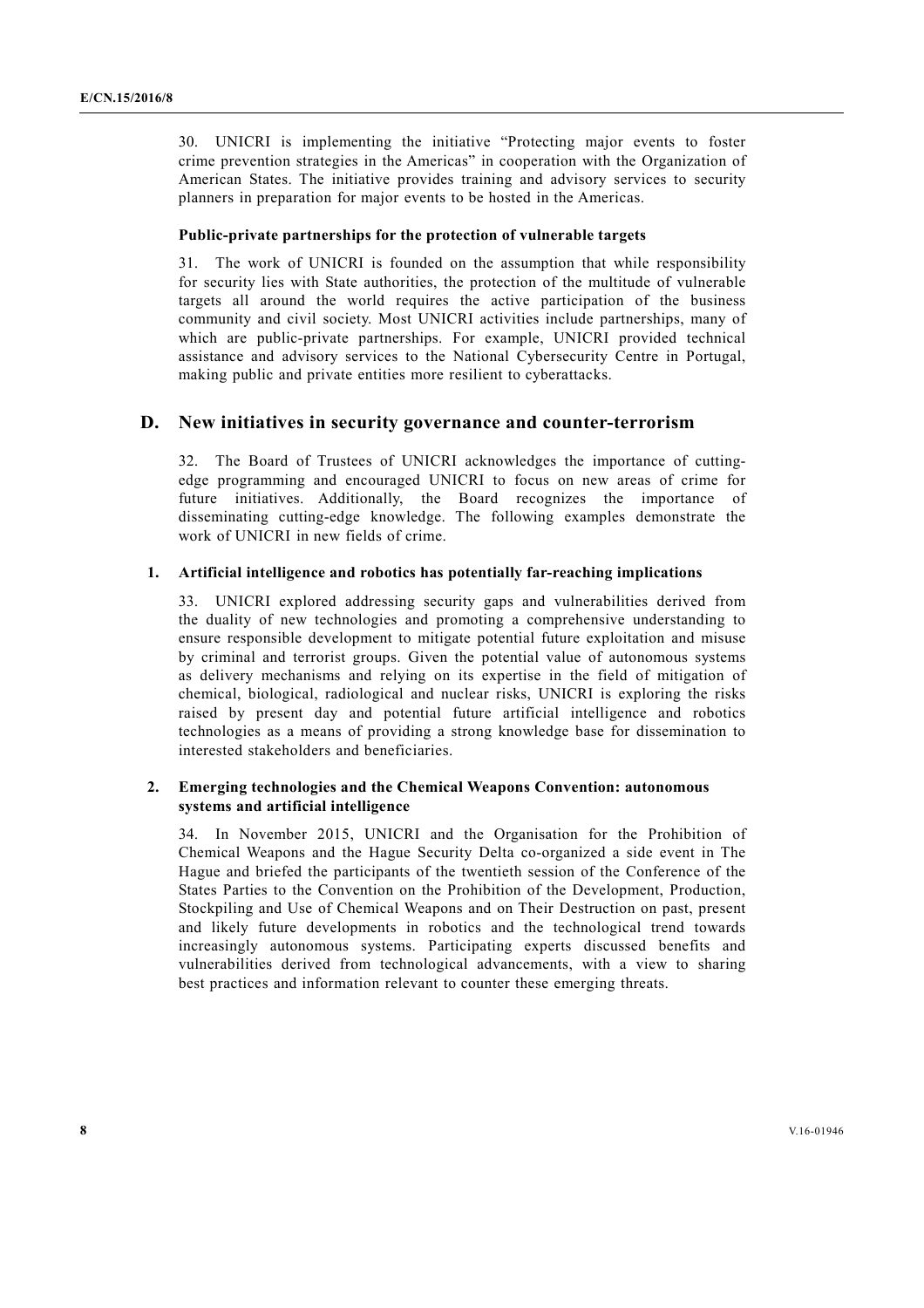30. UNICRI is implementing the initiative "Protecting major events to foster crime prevention strategies in the Americas" in cooperation with the Organization of American States. The initiative provides training and advisory services to security planners in preparation for major events to be hosted in the Americas.

#### Public-private partnerships for the protection of vulnerable targets

31. The work of UNICRI is founded on the assumption that while responsibility for security lies with State authorities, the protection of the multitude of vulnerable targets all around the world requires the active participation of the business community and civil society. Most UNICRI activities include partnerships, many of which are public-private partnerships. For example, UNICRI provided technical assistance and advisory services to the National Cybersecurity Centre in Portugal, making public and private entities more resilient to cyberattacks.

## D. New initiatives in security governance and counter-terrorism

32. The Board of Trustees of UNICRI acknowledges the importance of cutting-edge programming and encouraged UNICRI to focus on new areas of crime for future initiatives. Additionally, the Board recognizes the importance of disseminating cutting-edge knowledge. The following examples demonstrate the work of UNICRI in new fields of crime.

### 1. Artificial intelligence and robotics has potentially far-reaching implications

33. UNICRI explored addressing security gaps and vulnerabilities derived from the duality of new technologies and promoting a comprehensive understanding to ensure responsible development to mitigate potential future exploitation and misuse by criminal and terrorist groups. Given the potential value of autonomous systems as delivery mechanisms and relying on its expertise in the field of mitigation of chemical, biological, radiological and nuclear risks, UNICRI is exploring the risks raised by present day and potential future artificial intelligence and robotics technologies as a means of providing a strong knowledge base for dissemination to interested stakeholders and beneficiaries.

### 2. Emerging technologies and the Chemical Weapons Convention: autonomous systems and artificial intelligence

34. In November 2015, UNICRI and the Organisation for the Prohibition of Chemical Weapons and the Hague Security Delta co-organized a side event in The Hague and briefed the participants of the twentieth session of the Conference of the States Parties to the Convention on the Prohibition of the Development, Production, Stockpiling and Use of Chemical Weapons and on Their Destruction on past, present and likely future developments in robotics and the technological trend towards increasingly autonomous systems. Participating experts discussed benefits and vulnerabilities derived from technological advancements, with a view to sharing best practices and information relevant to counter these emerging threats.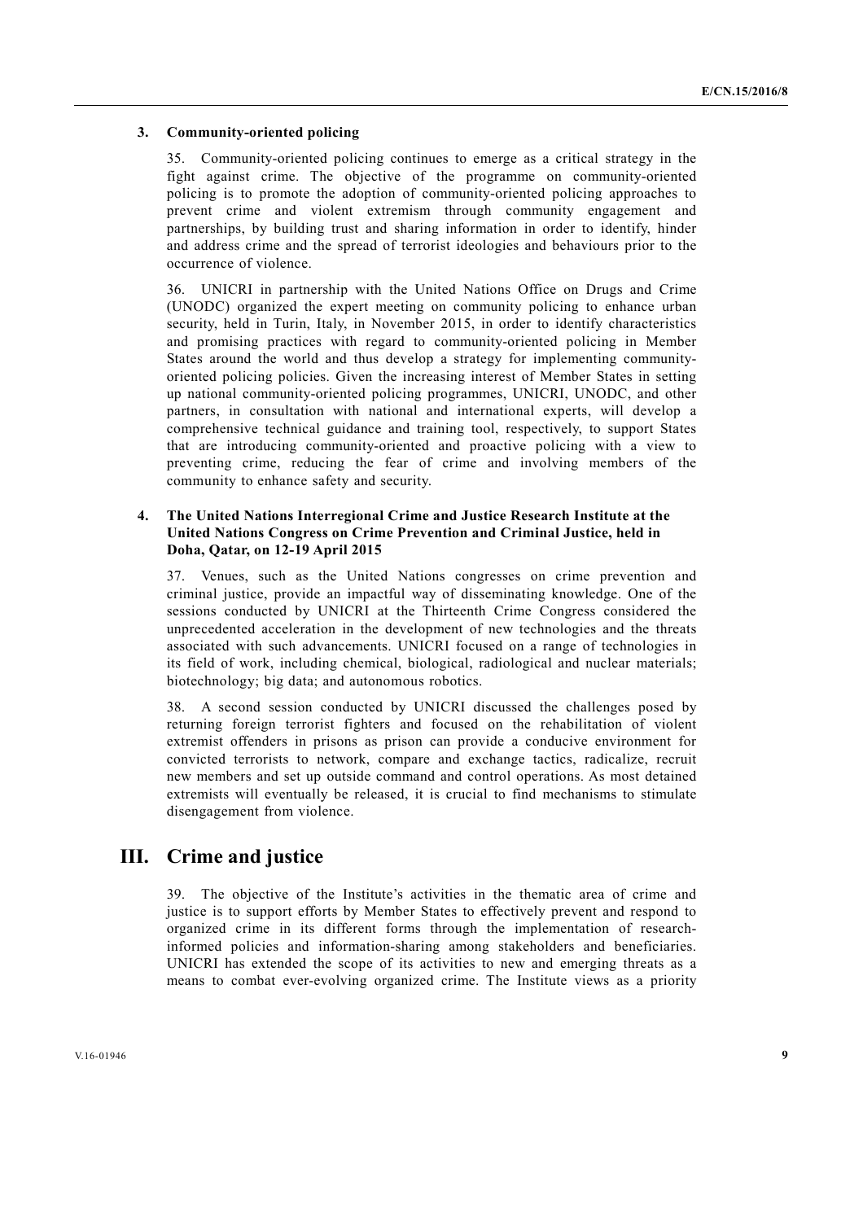### 3. Community-oriented policing

35. Community-oriented policing continues to emerge as a critical strategy in the fight against crime. The objective of the programme on community-oriented policing is to promote the adoption of community-oriented policing approaches to prevent crime and violent extremism through community engagement and partnerships, by building trust and sharing information in order to identify, hinder and address crime and the spread of terrorist ideologies and behaviours prior to the occurrence of violence.

36. UNICRI in partnership with the United Nations Office on Drugs and Crime (UNODC) organized the expert meeting on community policing to enhance urban security, held in Turin, Italy, in November 2015, in order to identify characteristics and promising practices with regard to community-oriented policing in Member States around the world and thus develop a strategy for implementing community-oriented policing policies. Given the increasing interest of Member States in setting up national community-oriented policing programmes, UNICRI, UNODC, and other partners, in consultation with national and international experts, will develop a comprehensive technical guidance and training tool, respectively, to support States that are introducing community-oriented and proactive policing with a view to preventing crime, reducing the fear of crime and involving members of the community to enhance safety and security.

### 4. The United Nations Interregional Crime and Justice Research Institute at the United Nations Congress on Crime Prevention and Criminal Justice, held in Doha, Qatar, on 12-19 April 2015

37. Venues, such as the United Nations congresses on crime prevention and criminal justice, provide an impactful way of disseminating knowledge. One of the sessions conducted by UNICRI at the Thirteenth Crime Congress considered the unprecedented acceleration in the development of new technologies and the threats associated with such advancements. UNICRI focused on a range of technologies in its field of work, including chemical, biological, radiological and nuclear materials; biotechnology; big data; and autonomous robotics.

38. A second session conducted by UNICRI discussed the challenges posed by returning foreign terrorist fighters and focused on the rehabilitation of violent extremist offenders in prisons as prison can provide a conducive environment for convicted terrorists to network, compare and exchange tactics, radicalize, recruit new members and set up outside command and control operations. As most detained extremists will eventually be released, it is crucial to find mechanisms to stimulate disengagement from violence.

## III. Crime and justice

39. The objective of the Institute's activities in the thematic area of crime and justice is to support efforts by Member States to effectively prevent and respond to organized crime in its different forms through the implementation of research-informed policies and information-sharing among stakeholders and beneficiaries. UNICRI has extended the scope of its activities to new and emerging threats as a means to combat ever-evolving organized crime. The Institute views as a priority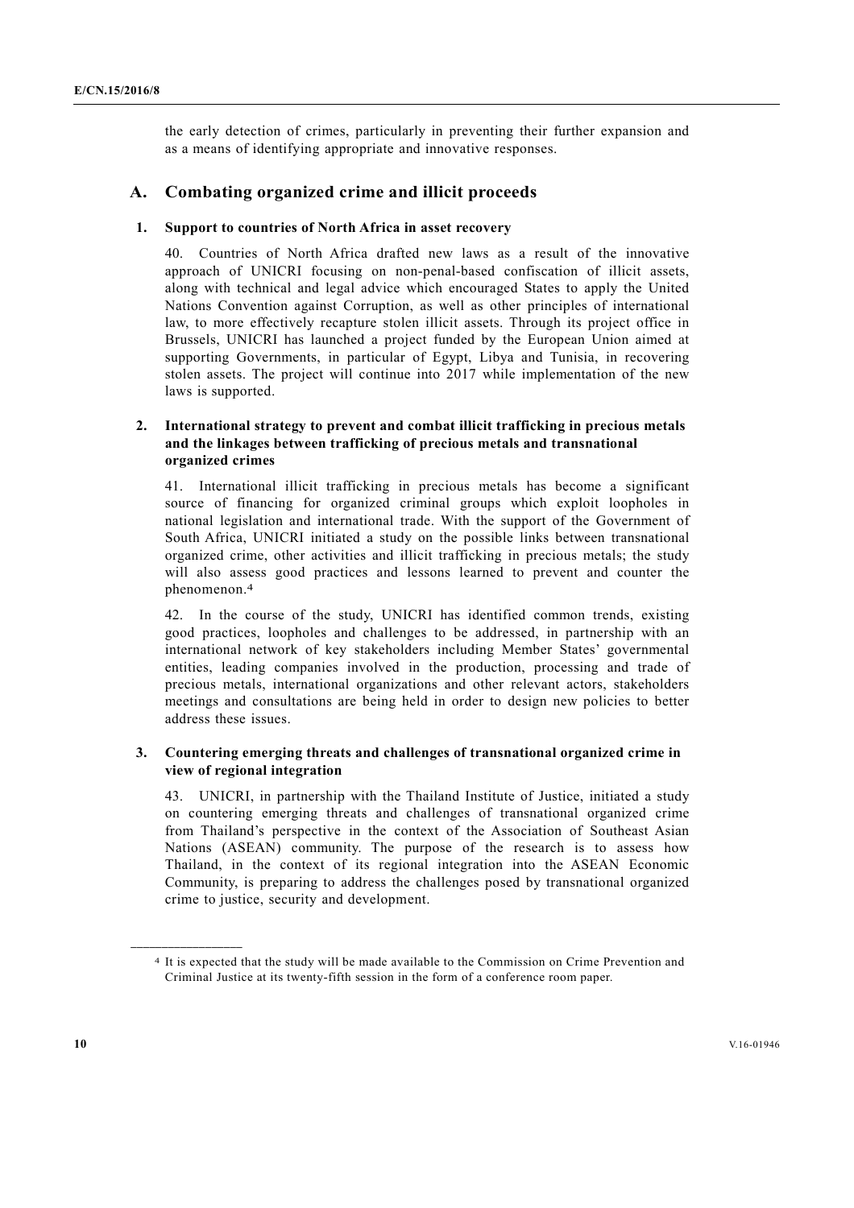the early detection of crimes, particularly in preventing their further expansion and as a means of identifying appropriate and innovative responses.

## A. Combating organized crime and illicit proceeds

### 1. Support to countries of North Africa in asset recovery

40. Countries of North Africa drafted new laws as a result of the innovative approach of UNICRI focusing on non-penal-based confiscation of illicit assets, along with technical and legal advice which encouraged States to apply the United Nations Convention against Corruption, as well as other principles of international law, to more effectively recapture stolen illicit assets. Through its project office in Brussels, UNICRI has launched a project funded by the European Union aimed at supporting Governments, in particular of Egypt, Libya and Tunisia, in recovering stolen assets. The project will continue into 2017 while implementation of the new laws is supported.

### 2. International strategy to prevent and combat illicit trafficking in precious metals and the linkages between trafficking of precious metals and transnational organized crimes

41. International illicit trafficking in precious metals has become a significant source of financing for organized criminal groups which exploit loopholes in national legislation and international trade. With the support of the Government of South Africa, UNICRI initiated a study on the possible links between transnational organized crime, other activities and illicit trafficking in precious metals; the study will also assess good practices and lessons learned to prevent and counter the phenomenon.[4]

42. In the course of the study, UNICRI has identified common trends, existing good practices, loopholes and challenges to be addressed, in partnership with an international network of key stakeholders including Member States' governmental entities, leading companies involved in the production, processing and trade of precious metals, international organizations and other relevant actors, stakeholders meetings and consultations are being held in order to design new policies to better address these issues.

### 3. Countering emerging threats and challenges of transnational organized crime in view of regional integration

43. UNICRI, in partnership with the Thailand Institute of Justice, initiated a study on countering emerging threats and challenges of transnational organized crime from Thailand's perspective in the context of the Association of Southeast Asian Nations (ASEAN) community. The purpose of the research is to assess how Thailand, in the context of its regional integration into the ASEAN Economic Community, is preparing to address the challenges posed by transnational organized crime to justice, security and development.

---

[4] It is expected that the study will be made available to the Commission on Crime Prevention and Criminal Justice at its twenty-fifth session in the form of a conference room paper.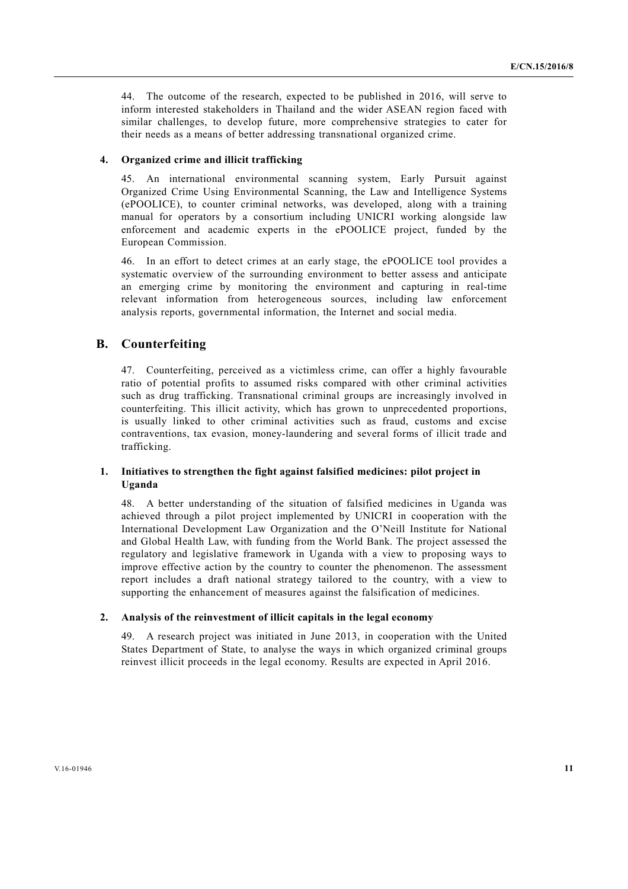44. The outcome of the research, expected to be published in 2016, will serve to inform interested stakeholders in Thailand and the wider ASEAN region faced with similar challenges, to develop future, more comprehensive strategies to cater for their needs as a means of better addressing transnational organized crime.

### 4. Organized crime and illicit trafficking

45. An international environmental scanning system, Early Pursuit against Organized Crime Using Environmental Scanning, the Law and Intelligence Systems (ePOOLICE), to counter criminal networks, was developed, along with a training manual for operators by a consortium including UNICRI working alongside law enforcement and academic experts in the ePOOLICE project, funded by the European Commission.

46. In an effort to detect crimes at an early stage, the ePOOLICE tool provides a systematic overview of the surrounding environment to better assess and anticipate an emerging crime by monitoring the environment and capturing in real-time relevant information from heterogeneous sources, including law enforcement analysis reports, governmental information, the Internet and social media.

## B. Counterfeiting

47. Counterfeiting, perceived as a victimless crime, can offer a highly favourable ratio of potential profits to assumed risks compared with other criminal activities such as drug trafficking. Transnational criminal groups are increasingly involved in counterfeiting. This illicit activity, which has grown to unprecedented proportions, is usually linked to other criminal activities such as fraud, customs and excise contraventions, tax evasion, money-laundering and several forms of illicit trade and trafficking.

### 1. Initiatives to strengthen the fight against falsified medicines: pilot project in Uganda

48. A better understanding of the situation of falsified medicines in Uganda was achieved through a pilot project implemented by UNICRI in cooperation with the International Development Law Organization and the O'Neill Institute for National and Global Health Law, with funding from the World Bank. The project assessed the regulatory and legislative framework in Uganda with a view to proposing ways to improve effective action by the country to counter the phenomenon. The assessment report includes a draft national strategy tailored to the country, with a view to supporting the enhancement of measures against the falsification of medicines.

### 2. Analysis of the reinvestment of illicit capitals in the legal economy

49. A research project was initiated in June 2013, in cooperation with the United States Department of State, to analyse the ways in which organized criminal groups reinvest illicit proceeds in the legal economy. Results are expected in April 2016.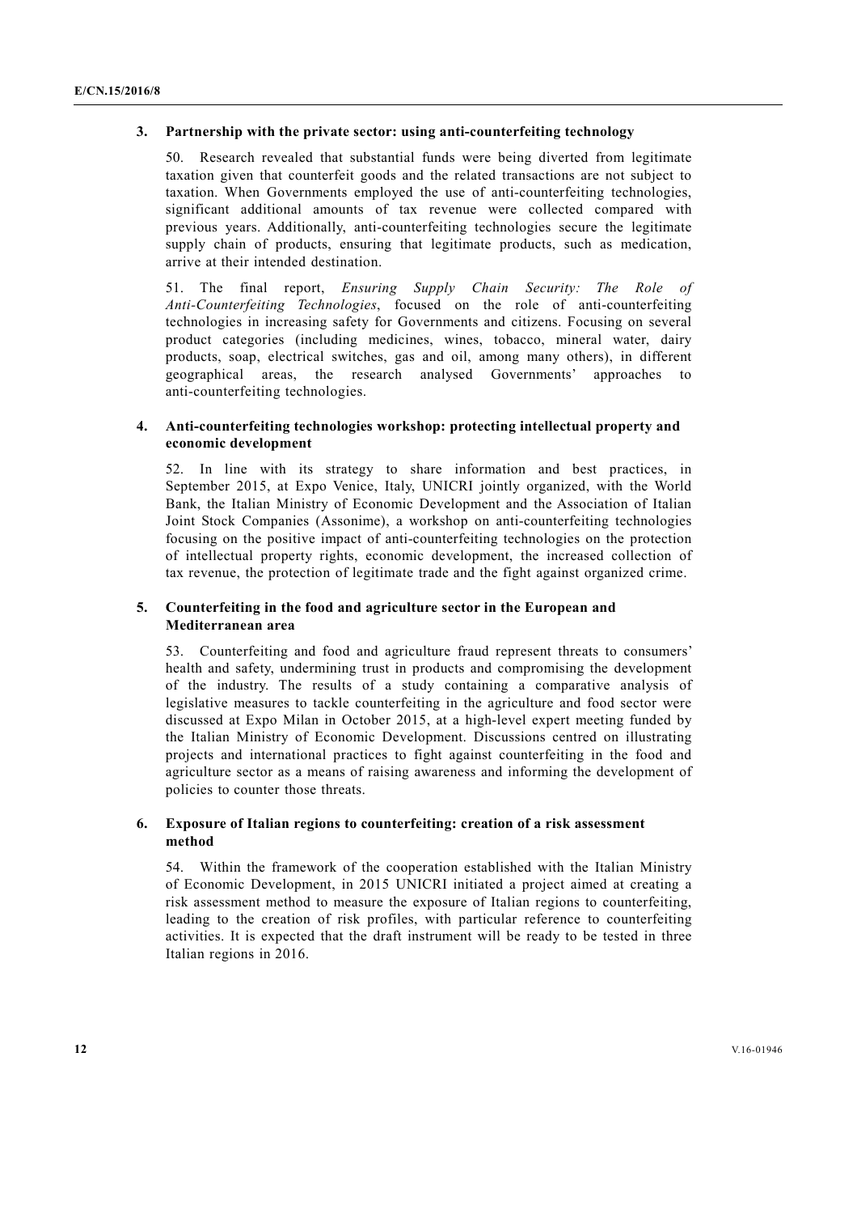### 3. Partnership with the private sector: using anti-counterfeiting technology

50. Research revealed that substantial funds were being diverted from legitimate taxation given that counterfeit goods and the related transactions are not subject to taxation. When Governments employed the use of anti-counterfeiting technologies, significant additional amounts of tax revenue were collected compared with previous years. Additionally, anti-counterfeiting technologies secure the legitimate supply chain of products, ensuring that legitimate products, such as medication, arrive at their intended destination.

51. The final report, *Ensuring Supply Chain Security: The Role of Anti-Counterfeiting Technologies*, focused on the role of anti-counterfeiting technologies in increasing safety for Governments and citizens. Focusing on several product categories (including medicines, wines, tobacco, mineral water, dairy products, soap, electrical switches, gas and oil, among many others), in different geographical areas, the research analysed Governments' approaches to anti-counterfeiting technologies.

### 4. Anti-counterfeiting technologies workshop: protecting intellectual property and economic development

52. In line with its strategy to share information and best practices, in September 2015, at Expo Venice, Italy, UNICRI jointly organized, with the World Bank, the Italian Ministry of Economic Development and the Association of Italian Joint Stock Companies (Assonime), a workshop on anti-counterfeiting technologies focusing on the positive impact of anti-counterfeiting technologies on the protection of intellectual property rights, economic development, the increased collection of tax revenue, the protection of legitimate trade and the fight against organized crime.

### 5. Counterfeiting in the food and agriculture sector in the European and Mediterranean area

53. Counterfeiting and food and agriculture fraud represent threats to consumers' health and safety, undermining trust in products and compromising the development of the industry. The results of a study containing a comparative analysis of legislative measures to tackle counterfeiting in the agriculture and food sector were discussed at Expo Milan in October 2015, at a high-level expert meeting funded by the Italian Ministry of Economic Development. Discussions centred on illustrating projects and international practices to fight against counterfeiting in the food and agriculture sector as a means of raising awareness and informing the development of policies to counter those threats.

### 6. Exposure of Italian regions to counterfeiting: creation of a risk assessment method

54. Within the framework of the cooperation established with the Italian Ministry of Economic Development, in 2015 UNICRI initiated a project aimed at creating a risk assessment method to measure the exposure of Italian regions to counterfeiting, leading to the creation of risk profiles, with particular reference to counterfeiting activities. It is expected that the draft instrument will be ready to be tested in three Italian regions in 2016.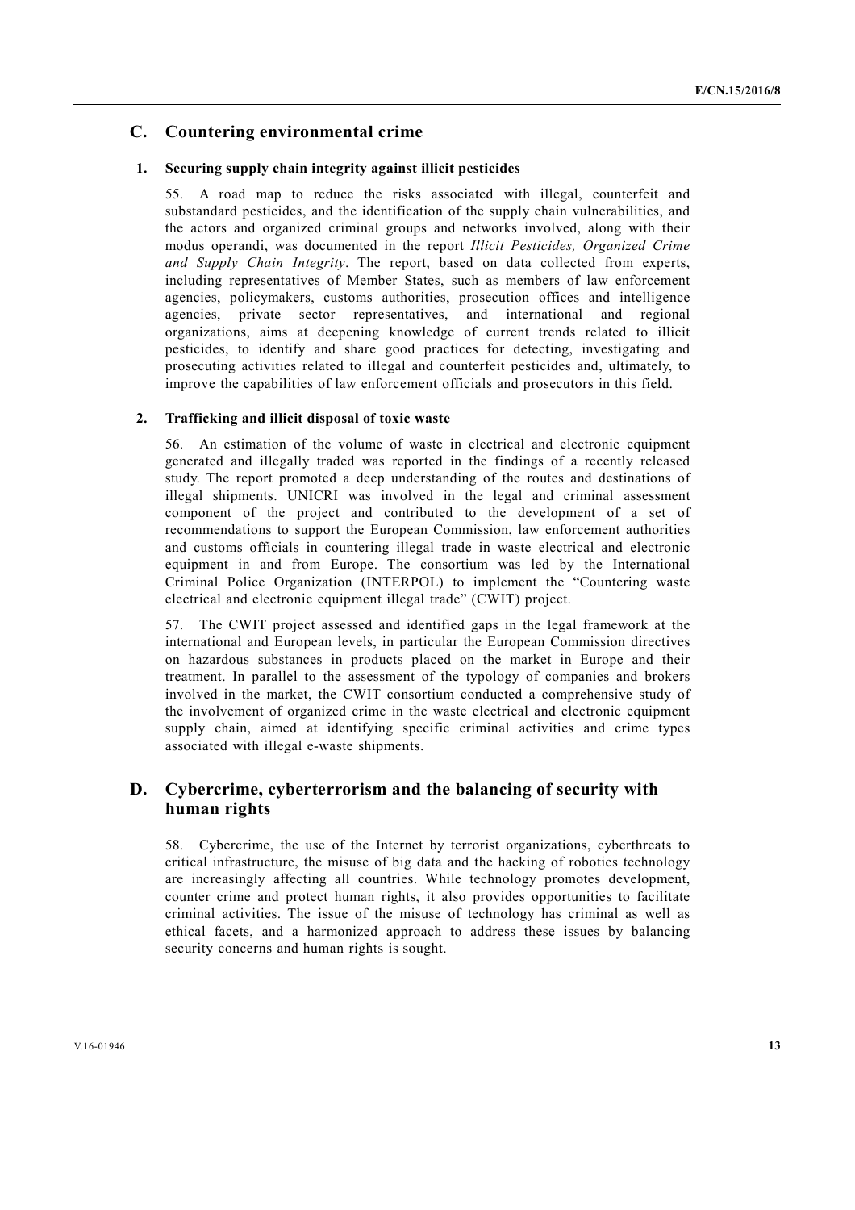## C. Countering environmental crime

### 1. Securing supply chain integrity against illicit pesticides

55. A road map to reduce the risks associated with illegal, counterfeit and substandard pesticides, and the identification of the supply chain vulnerabilities, and the actors and organized criminal groups and networks involved, along with their modus operandi, was documented in the report *Illicit Pesticides, Organized Crime and Supply Chain Integrity*. The report, based on data collected from experts, including representatives of Member States, such as members of law enforcement agencies, policymakers, customs authorities, prosecution offices and intelligence agencies, private sector representatives, and international and regional organizations, aims at deepening knowledge of current trends related to illicit pesticides, to identify and share good practices for detecting, investigating and prosecuting activities related to illegal and counterfeit pesticides and, ultimately, to improve the capabilities of law enforcement officials and prosecutors in this field.

### 2. Trafficking and illicit disposal of toxic waste

56. An estimation of the volume of waste in electrical and electronic equipment generated and illegally traded was reported in the findings of a recently released study. The report promoted a deep understanding of the routes and destinations of illegal shipments. UNICRI was involved in the legal and criminal assessment component of the project and contributed to the development of a set of recommendations to support the European Commission, law enforcement authorities and customs officials in countering illegal trade in waste electrical and electronic equipment in and from Europe. The consortium was led by the International Criminal Police Organization (INTERPOL) to implement the "Countering waste electrical and electronic equipment illegal trade" (CWIT) project.

57. The CWIT project assessed and identified gaps in the legal framework at the international and European levels, in particular the European Commission directives on hazardous substances in products placed on the market in Europe and their treatment. In parallel to the assessment of the typology of companies and brokers involved in the market, the CWIT consortium conducted a comprehensive study of the involvement of organized crime in the waste electrical and electronic equipment supply chain, aimed at identifying specific criminal activities and crime types associated with illegal e-waste shipments.

## D. Cybercrime, cyberterrorism and the balancing of security with human rights

58. Cybercrime, the use of the Internet by terrorist organizations, cyberthreats to critical infrastructure, the misuse of big data and the hacking of robotics technology are increasingly affecting all countries. While technology promotes development, counter crime and protect human rights, it also provides opportunities to facilitate criminal activities. The issue of the misuse of technology has criminal as well as ethical facets, and a harmonized approach to address these issues by balancing security concerns and human rights is sought.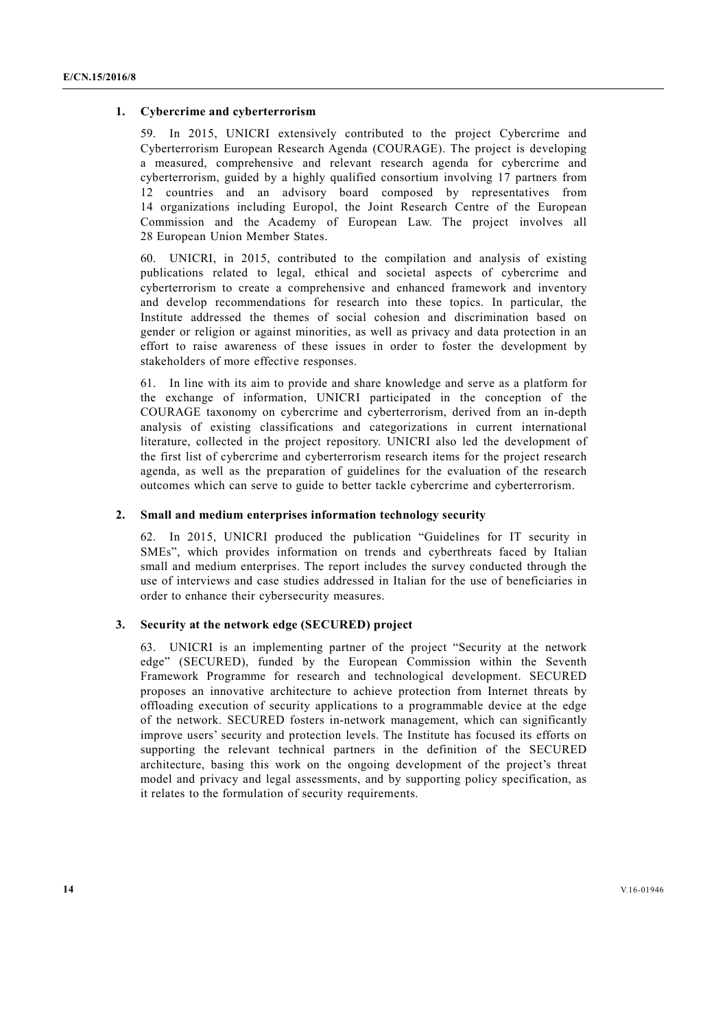### 1. Cybercrime and cyberterrorism

59. In 2015, UNICRI extensively contributed to the project Cybercrime and Cyberterrorism European Research Agenda (COURAGE). The project is developing a measured, comprehensive and relevant research agenda for cybercrime and cyberterrorism, guided by a highly qualified consortium involving 17 partners from 12 countries and an advisory board composed by representatives from 14 organizations including Europol, the Joint Research Centre of the European Commission and the Academy of European Law. The project involves all 28 European Union Member States.

60. UNICRI, in 2015, contributed to the compilation and analysis of existing publications related to legal, ethical and societal aspects of cybercrime and cyberterrorism to create a comprehensive and enhanced framework and inventory and develop recommendations for research into these topics. In particular, the Institute addressed the themes of social cohesion and discrimination based on gender or religion or against minorities, as well as privacy and data protection in an effort to raise awareness of these issues in order to foster the development by stakeholders of more effective responses.

61. In line with its aim to provide and share knowledge and serve as a platform for the exchange of information, UNICRI participated in the conception of the COURAGE taxonomy on cybercrime and cyberterrorism, derived from an in-depth analysis of existing classifications and categorizations in current international literature, collected in the project repository. UNICRI also led the development of the first list of cybercrime and cyberterrorism research items for the project research agenda, as well as the preparation of guidelines for the evaluation of the research outcomes which can serve to guide to better tackle cybercrime and cyberterrorism.

### 2. Small and medium enterprises information technology security

62. In 2015, UNICRI produced the publication "Guidelines for IT security in SMEs", which provides information on trends and cyberthreats faced by Italian small and medium enterprises. The report includes the survey conducted through the use of interviews and case studies addressed in Italian for the use of beneficiaries in order to enhance their cybersecurity measures.

### 3. Security at the network edge (SECURED) project

63. UNICRI is an implementing partner of the project "Security at the network edge" (SECURED), funded by the European Commission within the Seventh Framework Programme for research and technological development. SECURED proposes an innovative architecture to achieve protection from Internet threats by offloading execution of security applications to a programmable device at the edge of the network. SECURED fosters in-network management, which can significantly improve users' security and protection levels. The Institute has focused its efforts on supporting the relevant technical partners in the definition of the SECURED architecture, basing this work on the ongoing development of the project's threat model and privacy and legal assessments, and by supporting policy specification, as it relates to the formulation of security requirements.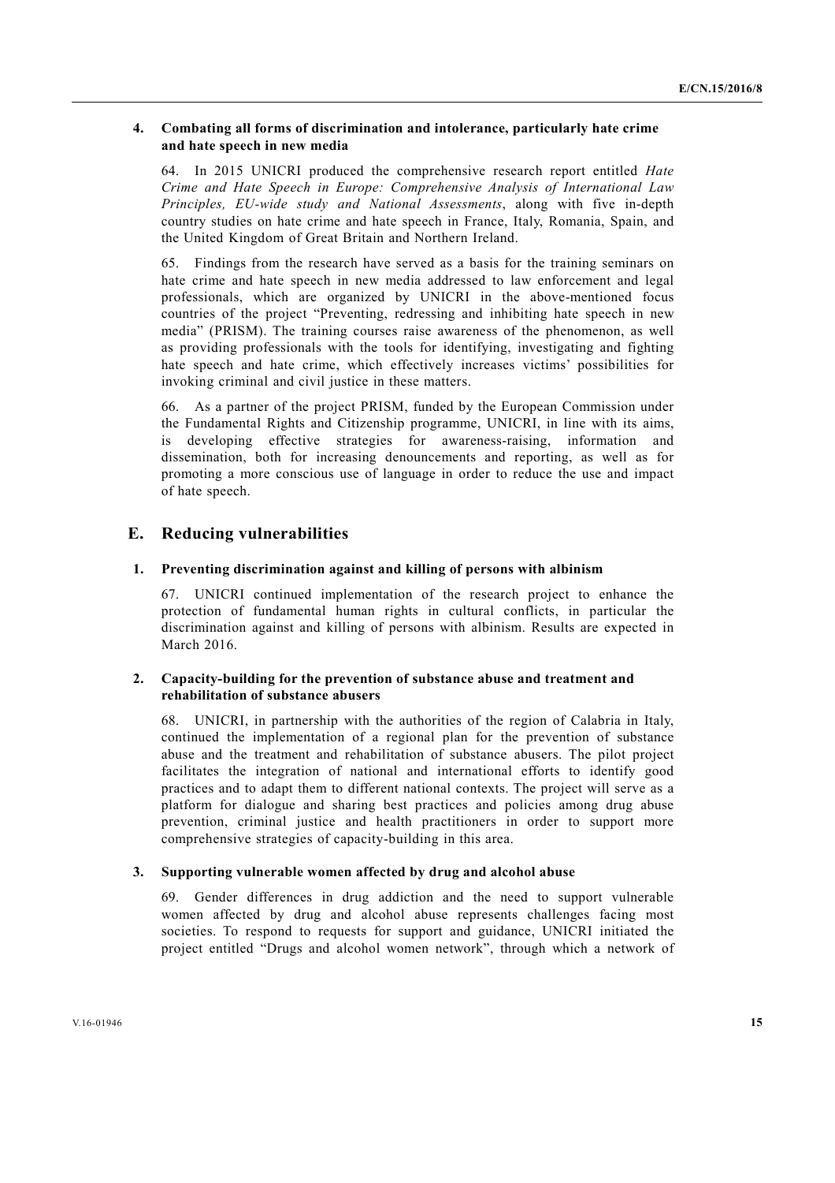### 4. Combating all forms of discrimination and intolerance, particularly hate crime and hate speech in new media

64. In 2015 UNICRI produced the comprehensive research report entitled *Hate Crime and Hate Speech in Europe: Comprehensive Analysis of International Law Principles, EU-wide study and National Assessments*, along with five in-depth country studies on hate crime and hate speech in France, Italy, Romania, Spain, and the United Kingdom of Great Britain and Northern Ireland.

65. Findings from the research have served as a basis for the training seminars on hate crime and hate speech in new media addressed to law enforcement and legal professionals, which are organized by UNICRI in the above-mentioned focus countries of the project "Preventing, redressing and inhibiting hate speech in new media" (PRISM). The training courses raise awareness of the phenomenon, as well as providing professionals with the tools for identifying, investigating and fighting hate speech and hate crime, which effectively increases victims' possibilities for invoking criminal and civil justice in these matters.

66. As a partner of the project PRISM, funded by the European Commission under the Fundamental Rights and Citizenship programme, UNICRI, in line with its aims, is developing effective strategies for awareness-raising, information and dissemination, both for increasing denouncements and reporting, as well as for promoting a more conscious use of language in order to reduce the use and impact of hate speech.

## E. Reducing vulnerabilities

### 1. Preventing discrimination against and killing of persons with albinism

67. UNICRI continued implementation of the research project to enhance the protection of fundamental human rights in cultural conflicts, in particular the discrimination against and killing of persons with albinism. Results are expected in March 2016.

### 2. Capacity-building for the prevention of substance abuse and treatment and rehabilitation of substance abusers

68. UNICRI, in partnership with the authorities of the region of Calabria in Italy, continued the implementation of a regional plan for the prevention of substance abuse and the treatment and rehabilitation of substance abusers. The pilot project facilitates the integration of national and international efforts to identify good practices and to adapt them to different national contexts. The project will serve as a platform for dialogue and sharing best practices and policies among drug abuse prevention, criminal justice and health practitioners in order to support more comprehensive strategies of capacity-building in this area.

### 3. Supporting vulnerable women affected by drug and alcohol abuse

69. Gender differences in drug addiction and the need to support vulnerable women affected by drug and alcohol abuse represents challenges facing most societies. To respond to requests for support and guidance, UNICRI initiated the project entitled "Drugs and alcohol women network", through which a network of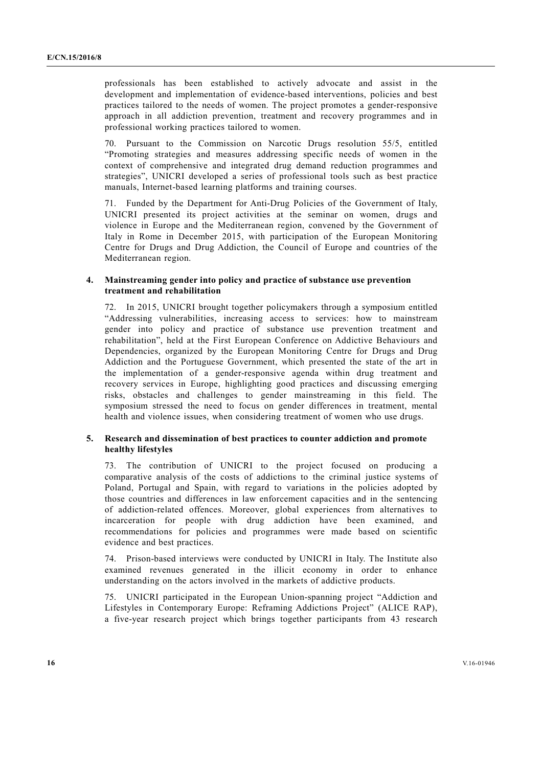professionals has been established to actively advocate and assist in the development and implementation of evidence-based interventions, policies and best practices tailored to the needs of women. The project promotes a gender-responsive approach in all addiction prevention, treatment and recovery programmes and in professional working practices tailored to women.

70. Pursuant to the Commission on Narcotic Drugs resolution 55/5, entitled "Promoting strategies and measures addressing specific needs of women in the context of comprehensive and integrated drug demand reduction programmes and strategies", UNICRI developed a series of professional tools such as best practice manuals, Internet-based learning platforms and training courses.

71. Funded by the Department for Anti-Drug Policies of the Government of Italy, UNICRI presented its project activities at the seminar on women, drugs and violence in Europe and the Mediterranean region, convened by the Government of Italy in Rome in December 2015, with participation of the European Monitoring Centre for Drugs and Drug Addiction, the Council of Europe and countries of the Mediterranean region.

### 4. Mainstreaming gender into policy and practice of substance use prevention treatment and rehabilitation

72. In 2015, UNICRI brought together policymakers through a symposium entitled "Addressing vulnerabilities, increasing access to services: how to mainstream gender into policy and practice of substance use prevention treatment and rehabilitation", held at the First European Conference on Addictive Behaviours and Dependencies, organized by the European Monitoring Centre for Drugs and Drug Addiction and the Portuguese Government, which presented the state of the art in the implementation of a gender-responsive agenda within drug treatment and recovery services in Europe, highlighting good practices and discussing emerging risks, obstacles and challenges to gender mainstreaming in this field. The symposium stressed the need to focus on gender differences in treatment, mental health and violence issues, when considering treatment of women who use drugs.

### 5. Research and dissemination of best practices to counter addiction and promote healthy lifestyles

73. The contribution of UNICRI to the project focused on producing a comparative analysis of the costs of addictions to the criminal justice systems of Poland, Portugal and Spain, with regard to variations in the policies adopted by those countries and differences in law enforcement capacities and in the sentencing of addiction-related offences. Moreover, global experiences from alternatives to incarceration for people with drug addiction have been examined, and recommendations for policies and programmes were made based on scientific evidence and best practices.

74. Prison-based interviews were conducted by UNICRI in Italy. The Institute also examined revenues generated in the illicit economy in order to enhance understanding on the actors involved in the markets of addictive products.

75. UNICRI participated in the European Union-spanning project "Addiction and Lifestyles in Contemporary Europe: Reframing Addictions Project" (ALICE RAP), a five-year research project which brings together participants from 43 research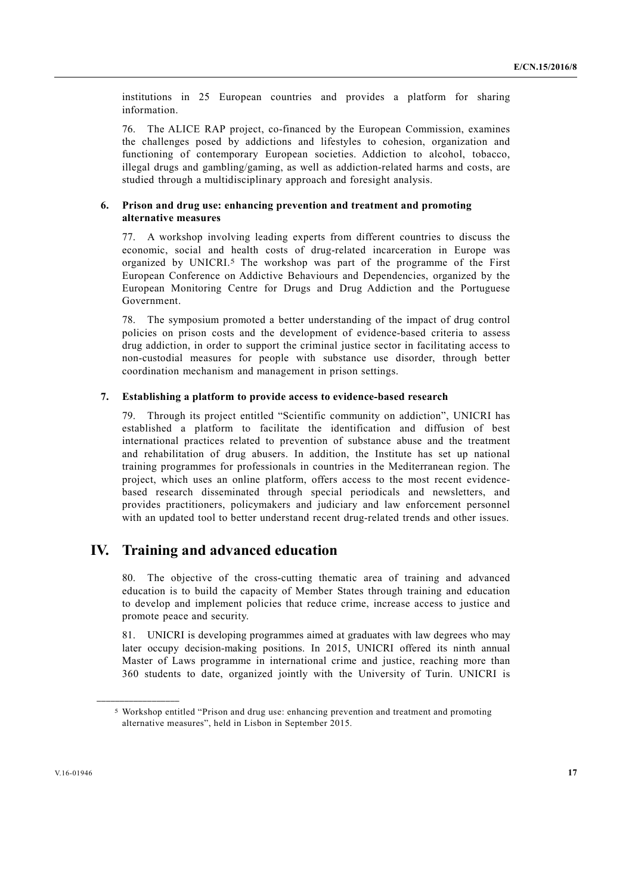institutions in 25 European countries and provides a platform for sharing information.

76. The ALICE RAP project, co-financed by the European Commission, examines the challenges posed by addictions and lifestyles to cohesion, organization and functioning of contemporary European societies. Addiction to alcohol, tobacco, illegal drugs and gambling/gaming, as well as addiction-related harms and costs, are studied through a multidisciplinary approach and foresight analysis.

### 6. Prison and drug use: enhancing prevention and treatment and promoting alternative measures

77. A workshop involving leading experts from different countries to discuss the economic, social and health costs of drug-related incarceration in Europe was organized by UNICRI.[5] The workshop was part of the programme of the First European Conference on Addictive Behaviours and Dependencies, organized by the European Monitoring Centre for Drugs and Drug Addiction and the Portuguese Government.

78. The symposium promoted a better understanding of the impact of drug control policies on prison costs and the development of evidence-based criteria to assess drug addiction, in order to support the criminal justice sector in facilitating access to non-custodial measures for people with substance use disorder, through better coordination mechanism and management in prison settings.

### 7. Establishing a platform to provide access to evidence-based research

79. Through its project entitled "Scientific community on addiction", UNICRI has established a platform to facilitate the identification and diffusion of best international practices related to prevention of substance abuse and the treatment and rehabilitation of drug abusers. In addition, the Institute has set up national training programmes for professionals in countries in the Mediterranean region. The project, which uses an online platform, offers access to the most recent evidence-based research disseminated through special periodicals and newsletters, and provides practitioners, policymakers and judiciary and law enforcement personnel with an updated tool to better understand recent drug-related trends and other issues.

## IV. Training and advanced education

80. The objective of the cross-cutting thematic area of training and advanced education is to build the capacity of Member States through training and education to develop and implement policies that reduce crime, increase access to justice and promote peace and security.

81. UNICRI is developing programmes aimed at graduates with law degrees who may later occupy decision-making positions. In 2015, UNICRI offered its ninth annual Master of Laws programme in international crime and justice, reaching more than 360 students to date, organized jointly with the University of Turin. UNICRI is

[5] Workshop entitled "Prison and drug use: enhancing prevention and treatment and promoting alternative measures", held in Lisbon in September 2015.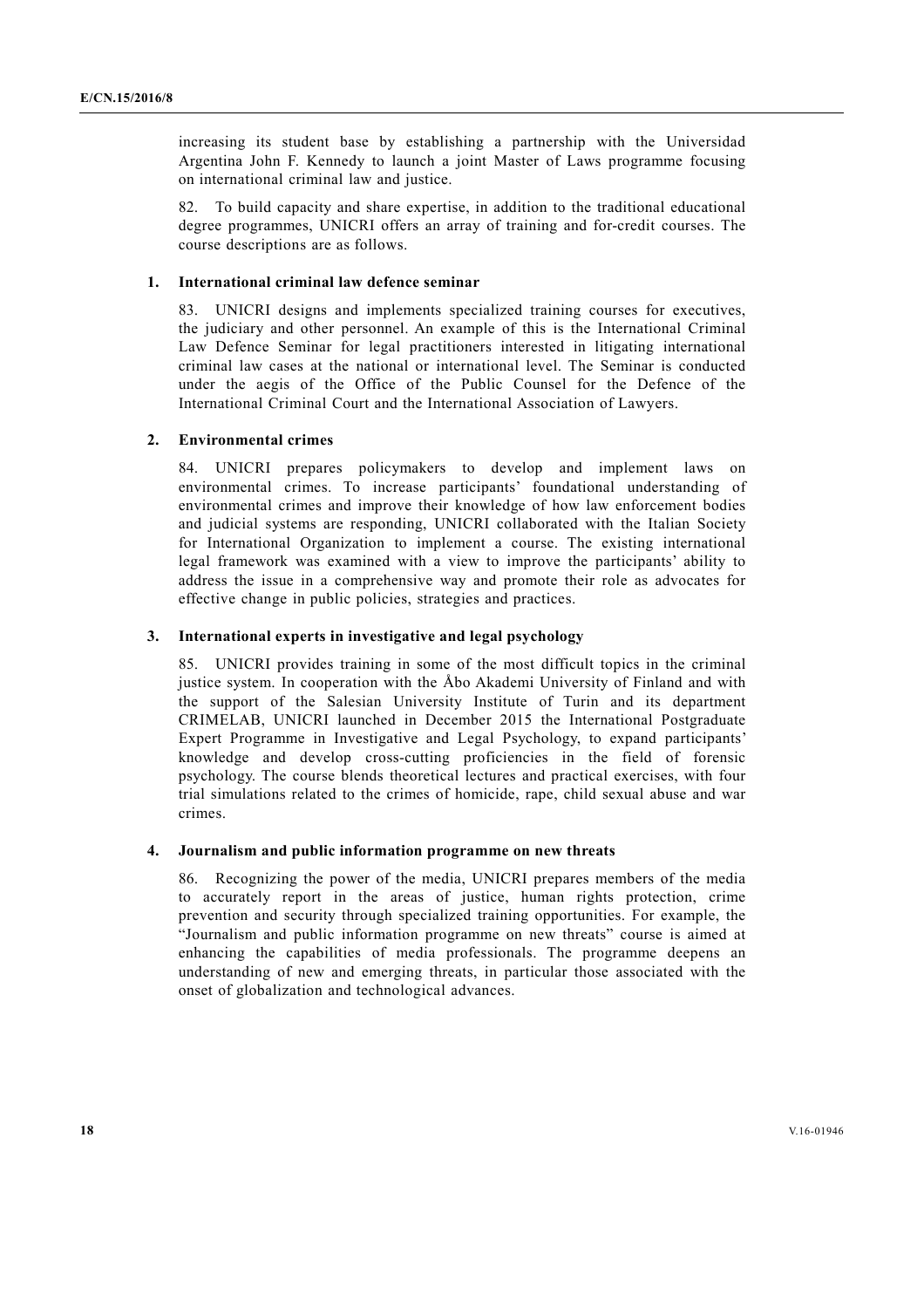increasing its student base by establishing a partnership with the Universidad Argentina John F. Kennedy to launch a joint Master of Laws programme focusing on international criminal law and justice.

82. To build capacity and share expertise, in addition to the traditional educational degree programmes, UNICRI offers an array of training and for-credit courses. The course descriptions are as follows.

### 1. International criminal law defence seminar

83. UNICRI designs and implements specialized training courses for executives, the judiciary and other personnel. An example of this is the International Criminal Law Defence Seminar for legal practitioners interested in litigating international criminal law cases at the national or international level. The Seminar is conducted under the aegis of the Office of the Public Counsel for the Defence of the International Criminal Court and the International Association of Lawyers.

### 2. Environmental crimes

84. UNICRI prepares policymakers to develop and implement laws on environmental crimes. To increase participants' foundational understanding of environmental crimes and improve their knowledge of how law enforcement bodies and judicial systems are responding, UNICRI collaborated with the Italian Society for International Organization to implement a course. The existing international legal framework was examined with a view to improve the participants' ability to address the issue in a comprehensive way and promote their role as advocates for effective change in public policies, strategies and practices.

### 3. International experts in investigative and legal psychology

85. UNICRI provides training in some of the most difficult topics in the criminal justice system. In cooperation with the Åbo Akademi University of Finland and with the support of the Salesian University Institute of Turin and its department CRIMELAB, UNICRI launched in December 2015 the International Postgraduate Expert Programme in Investigative and Legal Psychology, to expand participants' knowledge and develop cross-cutting proficiencies in the field of forensic psychology. The course blends theoretical lectures and practical exercises, with four trial simulations related to the crimes of homicide, rape, child sexual abuse and war crimes.

### 4. Journalism and public information programme on new threats

86. Recognizing the power of the media, UNICRI prepares members of the media to accurately report in the areas of justice, human rights protection, crime prevention and security through specialized training opportunities. For example, the "Journalism and public information programme on new threats" course is aimed at enhancing the capabilities of media professionals. The programme deepens an understanding of new and emerging threats, in particular those associated with the onset of globalization and technological advances.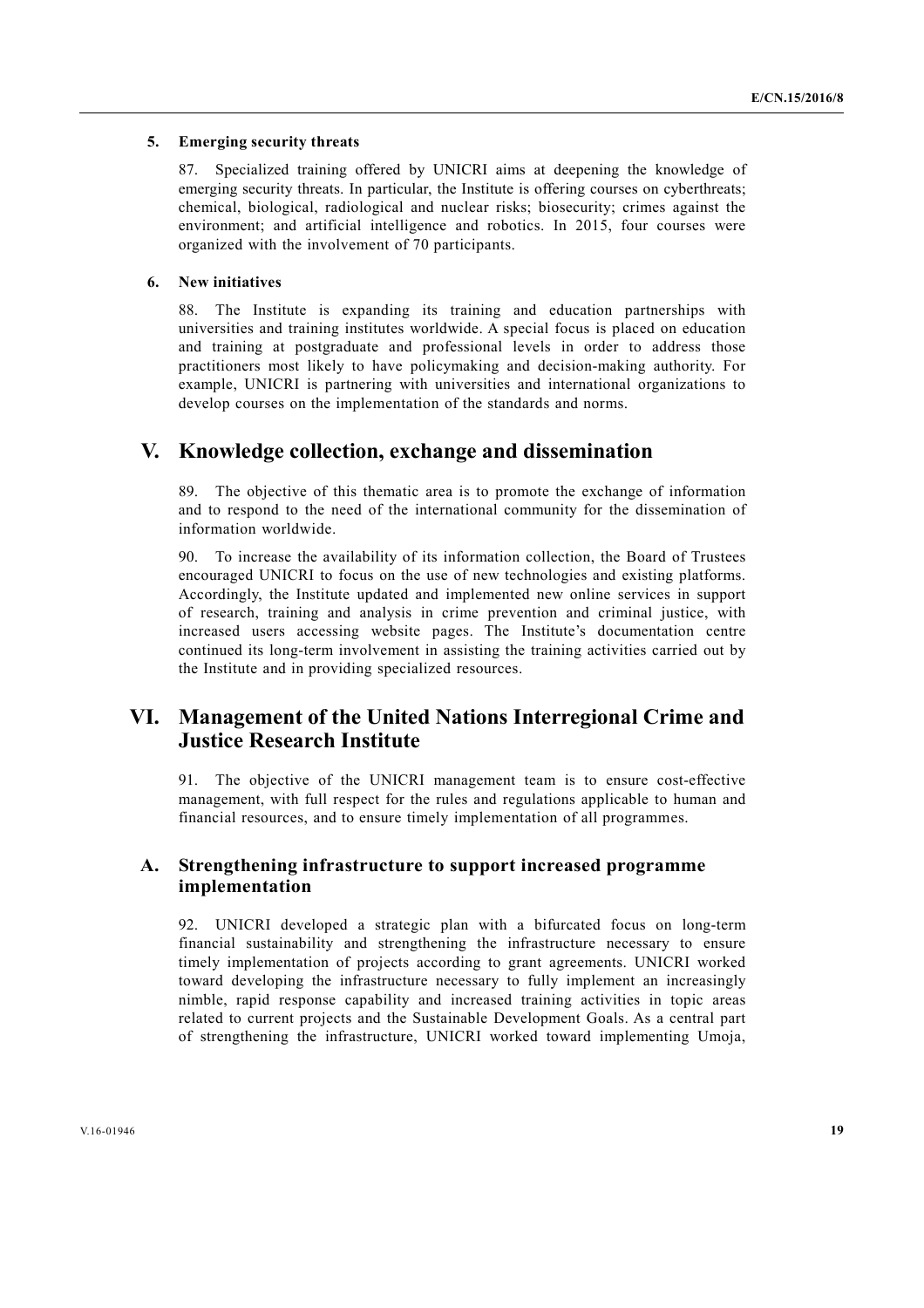### 5. Emerging security threats

87. Specialized training offered by UNICRI aims at deepening the knowledge of emerging security threats. In particular, the Institute is offering courses on cyberthreats; chemical, biological, radiological and nuclear risks; biosecurity; crimes against the environment; and artificial intelligence and robotics. In 2015, four courses were organized with the involvement of 70 participants.

### 6. New initiatives

88. The Institute is expanding its training and education partnerships with universities and training institutes worldwide. A special focus is placed on education and training at postgraduate and professional levels in order to address those practitioners most likely to have policymaking and decision-making authority. For example, UNICRI is partnering with universities and international organizations to develop courses on the implementation of the standards and norms.

# V. Knowledge collection, exchange and dissemination

89. The objective of this thematic area is to promote the exchange of information and to respond to the need of the international community for the dissemination of information worldwide.

90. To increase the availability of its information collection, the Board of Trustees encouraged UNICRI to focus on the use of new technologies and existing platforms. Accordingly, the Institute updated and implemented new online services in support of research, training and analysis in crime prevention and criminal justice, with increased users accessing website pages. The Institute's documentation centre continued its long-term involvement in assisting the training activities carried out by the Institute and in providing specialized resources.

# VI. Management of the United Nations Interregional Crime and Justice Research Institute

91. The objective of the UNICRI management team is to ensure cost-effective management, with full respect for the rules and regulations applicable to human and financial resources, and to ensure timely implementation of all programmes.

## A. Strengthening infrastructure to support increased programme implementation

92. UNICRI developed a strategic plan with a bifurcated focus on long-term financial sustainability and strengthening the infrastructure necessary to ensure timely implementation of projects according to grant agreements. UNICRI worked toward developing the infrastructure necessary to fully implement an increasingly nimble, rapid response capability and increased training activities in topic areas related to current projects and the Sustainable Development Goals. As a central part of strengthening the infrastructure, UNICRI worked toward implementing Umoja,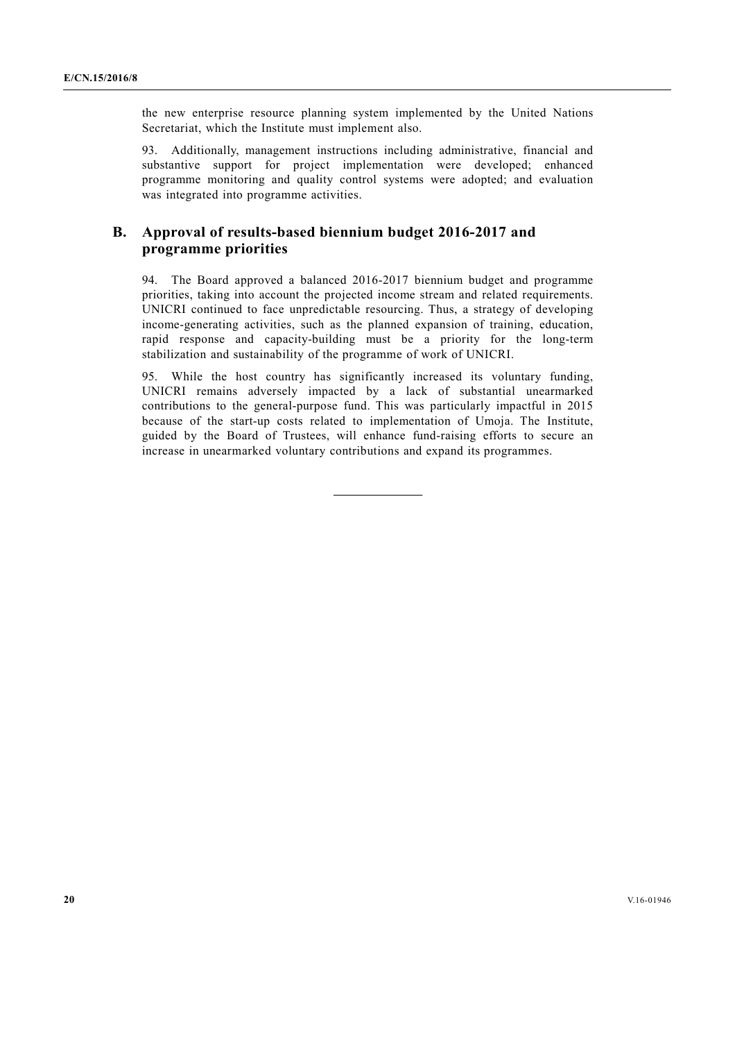the new enterprise resource planning system implemented by the United Nations Secretariat, which the Institute must implement also.

93. Additionally, management instructions including administrative, financial and substantive support for project implementation were developed; enhanced programme monitoring and quality control systems were adopted; and evaluation was integrated into programme activities.

## B. Approval of results-based biennium budget 2016-2017 and programme priorities

94. The Board approved a balanced 2016-2017 biennium budget and programme priorities, taking into account the projected income stream and related requirements. UNICRI continued to face unpredictable resourcing. Thus, a strategy of developing income-generating activities, such as the planned expansion of training, education, rapid response and capacity-building must be a priority for the long-term stabilization and sustainability of the programme of work of UNICRI.

95. While the host country has significantly increased its voluntary funding, UNICRI remains adversely impacted by a lack of substantial unearmarked contributions to the general-purpose fund. This was particularly impactful in 2015 because of the start-up costs related to implementation of Umoja. The Institute, guided by the Board of Trustees, will enhance fund-raising efforts to secure an increase in unearmarked voluntary contributions and expand its programmes.